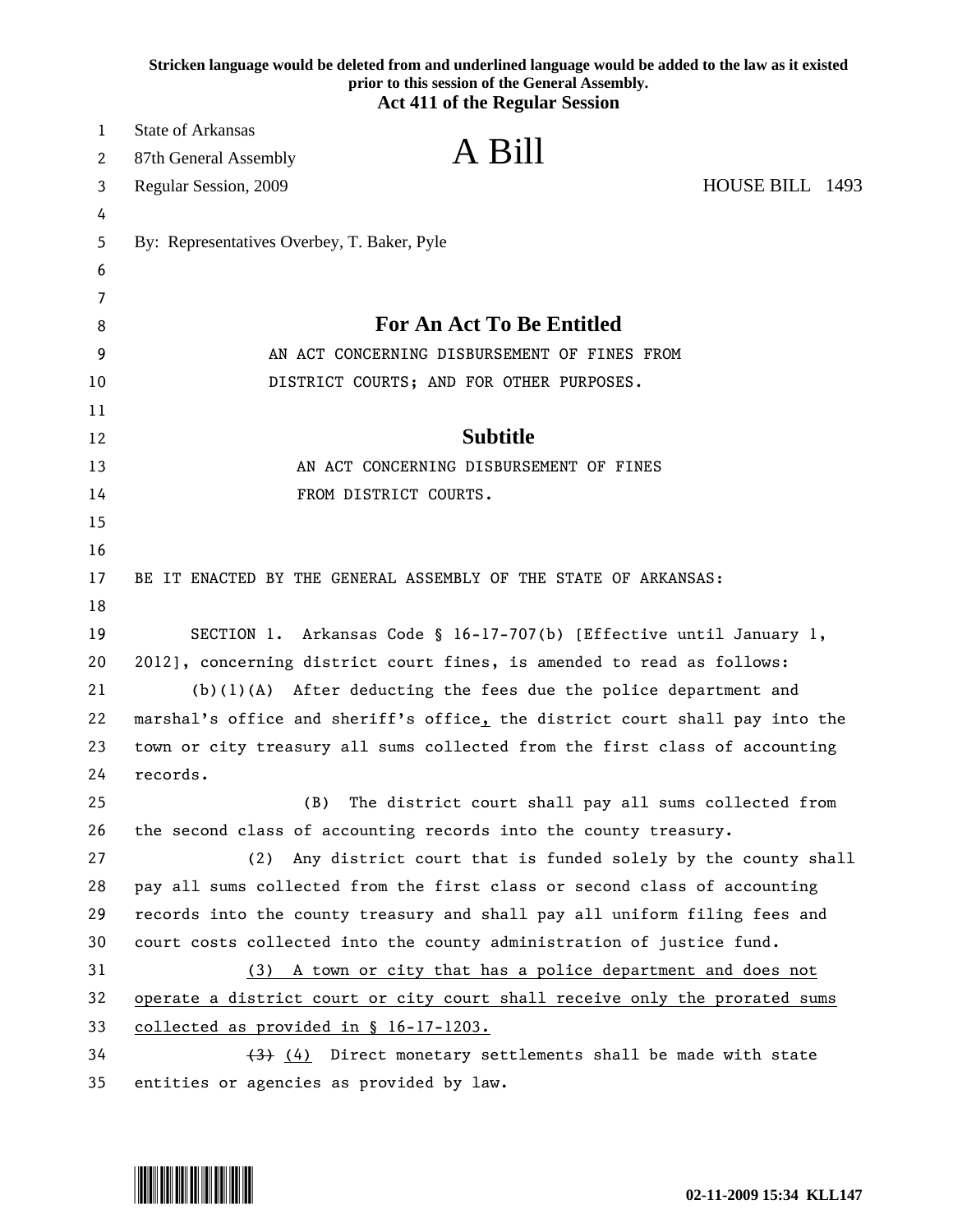Stricken language would be deleted from and underlined language would be added to the law as it existed prior to this session of the General Assembly.

**Act 411 of the Regular Session**

State of Arkansas
87th General Assembly
Regular Session, 2009

# A Bill

HOUSE BILL 1493

By: Representatives Overbey, T. Baker, Pyle

## For An Act To Be Entitled

AN ACT CONCERNING DISBURSEMENT OF FINES FROM DISTRICT COURTS; AND FOR OTHER PURPOSES.

## Subtitle

AN ACT CONCERNING DISBURSEMENT OF FINES FROM DISTRICT COURTS.

BE IT ENACTED BY THE GENERAL ASSEMBLY OF THE STATE OF ARKANSAS:

SECTION 1. Arkansas Code § 16-17-707(b) [Effective until January 1, 2012], concerning district court fines, is amended to read as follows:

(b)(1)(A) After deducting the fees due the police department and marshal's office and sheriff's office, the district court shall pay into the town or city treasury all sums collected from the first class of accounting records.

(B) The district court shall pay all sums collected from the second class of accounting records into the county treasury.

(2) Any district court that is funded solely by the county shall pay all sums collected from the first class or second class of accounting records into the county treasury and shall pay all uniform filing fees and court costs collected into the county administration of justice fund.

<u>(3) A town or city that has a police department and does not operate a district court or city court shall receive only the prorated sums collected as provided in § 16-17-1203.</u>

~~(3)~~ <u>(4)</u> Direct monetary settlements shall be made with state entities or agencies as provided by law.

02-11-2009 15:34 KLL147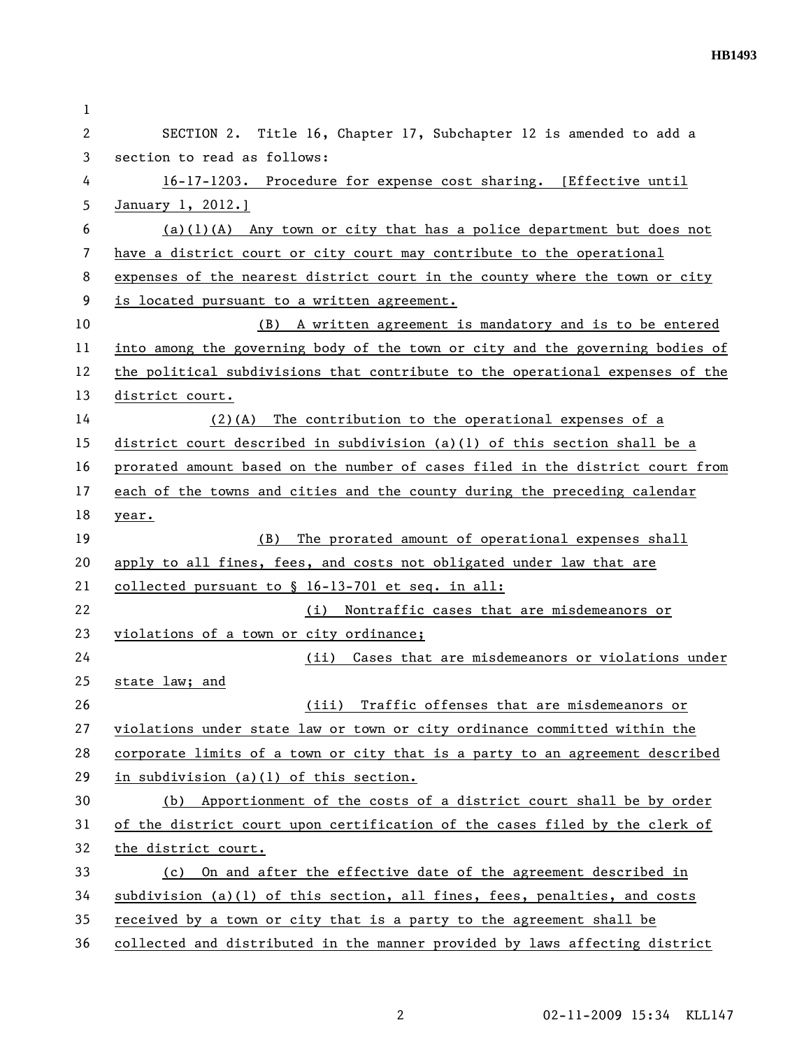SECTION 2. Title 16, Chapter 17, Subchapter 12 is amended to add a section to read as follows:

16-17-1203. Procedure for expense cost sharing. [Effective until January 1, 2012.]

(a)(1)(A) Any town or city that has a police department but does not have a district court or city court may contribute to the operational expenses of the nearest district court in the county where the town or city is located pursuant to a written agreement.

(B) A written agreement is mandatory and is to be entered into among the governing body of the town or city and the governing bodies of the political subdivisions that contribute to the operational expenses of the district court.

(2)(A) The contribution to the operational expenses of a district court described in subdivision (a)(1) of this section shall be a prorated amount based on the number of cases filed in the district court from each of the towns and cities and the county during the preceding calendar year.

(B) The prorated amount of operational expenses shall apply to all fines, fees, and costs not obligated under law that are collected pursuant to § 16-13-701 et seq. in all:

(i) Nontraffic cases that are misdemeanors or violations of a town or city ordinance;

(ii) Cases that are misdemeanors or violations under state law; and

(iii) Traffic offenses that are misdemeanors or violations under state law or town or city ordinance committed within the corporate limits of a town or city that is a party to an agreement described in subdivision (a)(1) of this section.

(b) Apportionment of the costs of a district court shall be by order of the district court upon certification of the cases filed by the clerk of the district court.

(c) On and after the effective date of the agreement described in subdivision (a)(1) of this section, all fines, fees, penalties, and costs received by a town or city that is a party to the agreement shall be collected and distributed in the manner provided by laws affecting district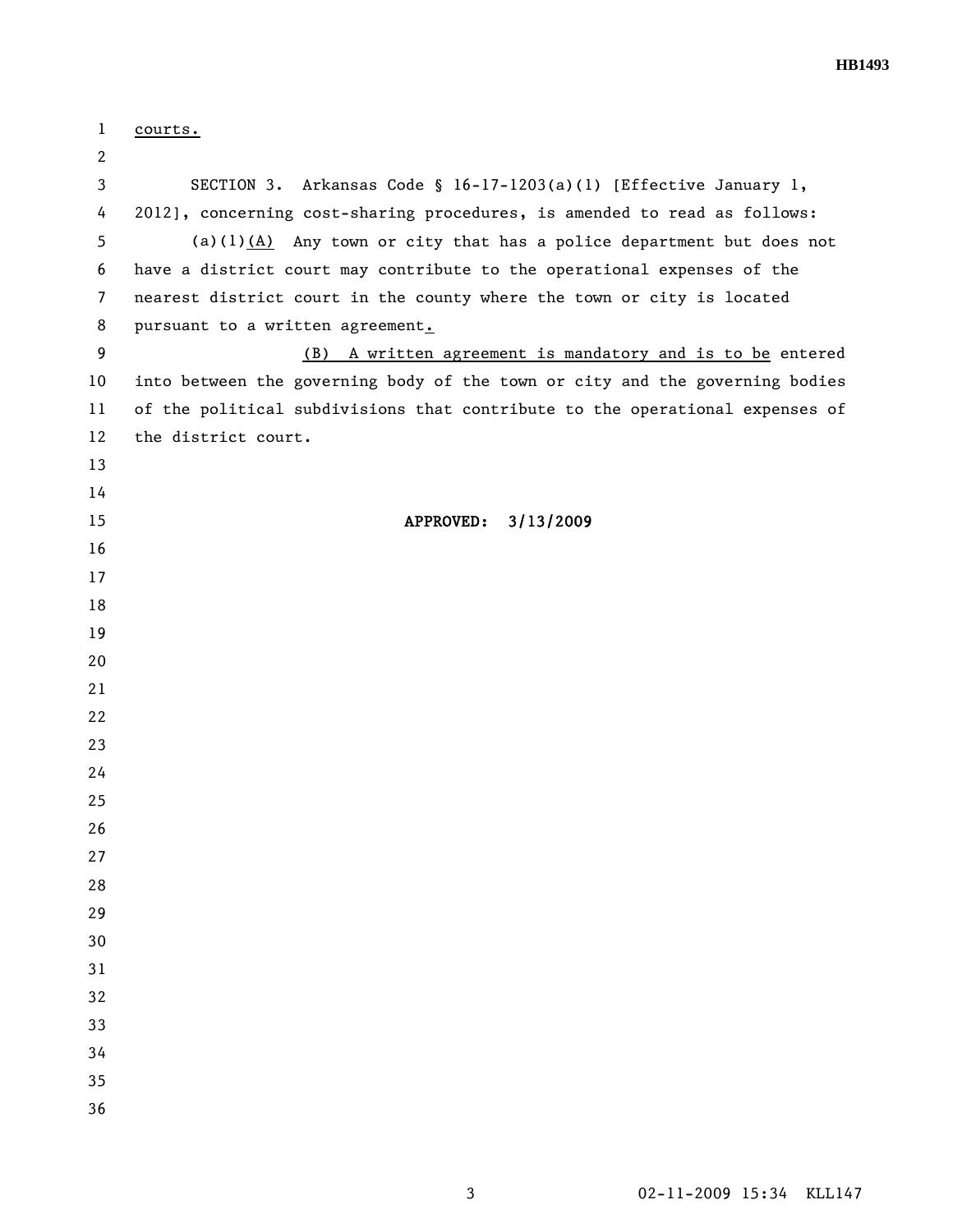courts.

SECTION 3. Arkansas Code § 16-17-1203(a)(1) [Effective January 1, 2012], concerning cost-sharing procedures, is amended to read as follows:

(a)(1)(A) Any town or city that has a police department but does not have a district court may contribute to the operational expenses of the nearest district court in the county where the town or city is located pursuant to a written agreement.

(B) A written agreement is mandatory and is to be entered into between the governing body of the town or city and the governing bodies of the political subdivisions that contribute to the operational expenses of the district court.

**APPROVED: 3/13/2009**